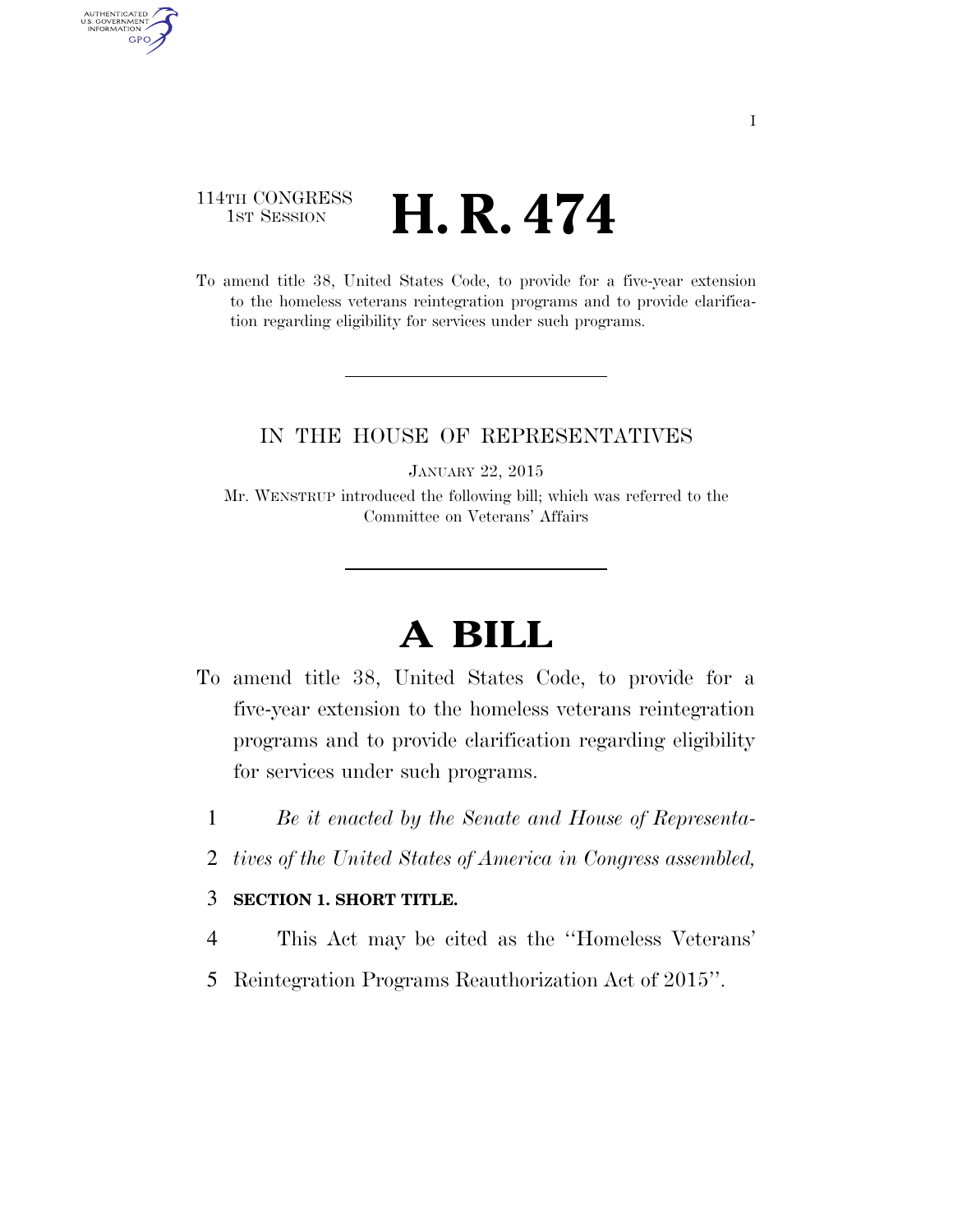114TH CONGRESS
1ST SESSION

# H. R. 474

To amend title 38, United States Code, to provide for a five-year extension to the homeless veterans reintegration programs and to provide clarification regarding eligibility for services under such programs.

IN THE HOUSE OF REPRESENTATIVES

JANUARY 22, 2015

Mr. WENSTRUP introduced the following bill; which was referred to the Committee on Veterans' Affairs

# A BILL

To amend title 38, United States Code, to provide for a five-year extension to the homeless veterans reintegration programs and to provide clarification regarding eligibility for services under such programs.

1 *Be it enacted by the Senate and House of Representa-*
2 *tives of the United States of America in Congress assembled,*

3 **SECTION 1. SHORT TITLE.**

4 This Act may be cited as the ''Homeless Veterans'
5 Reintegration Programs Reauthorization Act of 2015''.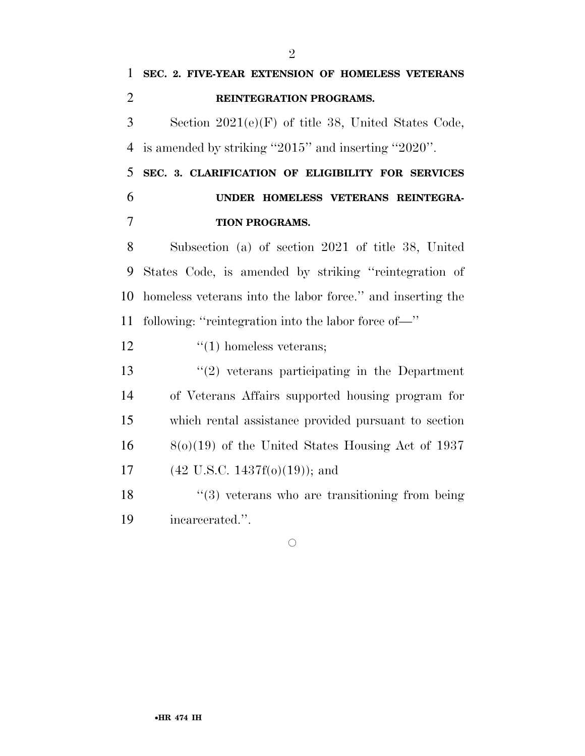**SEC. 2. FIVE-YEAR EXTENSION OF HOMELESS VETERANS REINTEGRATION PROGRAMS.**

Section 2021(e)(F) of title 38, United States Code, is amended by striking ''2015'' and inserting ''2020''.

**SEC. 3. CLARIFICATION OF ELIGIBILITY FOR SERVICES UNDER HOMELESS VETERANS REINTEGRATION PROGRAMS.**

Subsection (a) of section 2021 of title 38, United States Code, is amended by striking ''reintegration of homeless veterans into the labor force.'' and inserting the following: ''reintegration into the labor force of—''

''(1) homeless veterans;

''(2) veterans participating in the Department of Veterans Affairs supported housing program for which rental assistance provided pursuant to section 8(o)(19) of the United States Housing Act of 1937 (42 U.S.C. 1437f(o)(19)); and

''(3) veterans who are transitioning from being incarcerated.''.

○